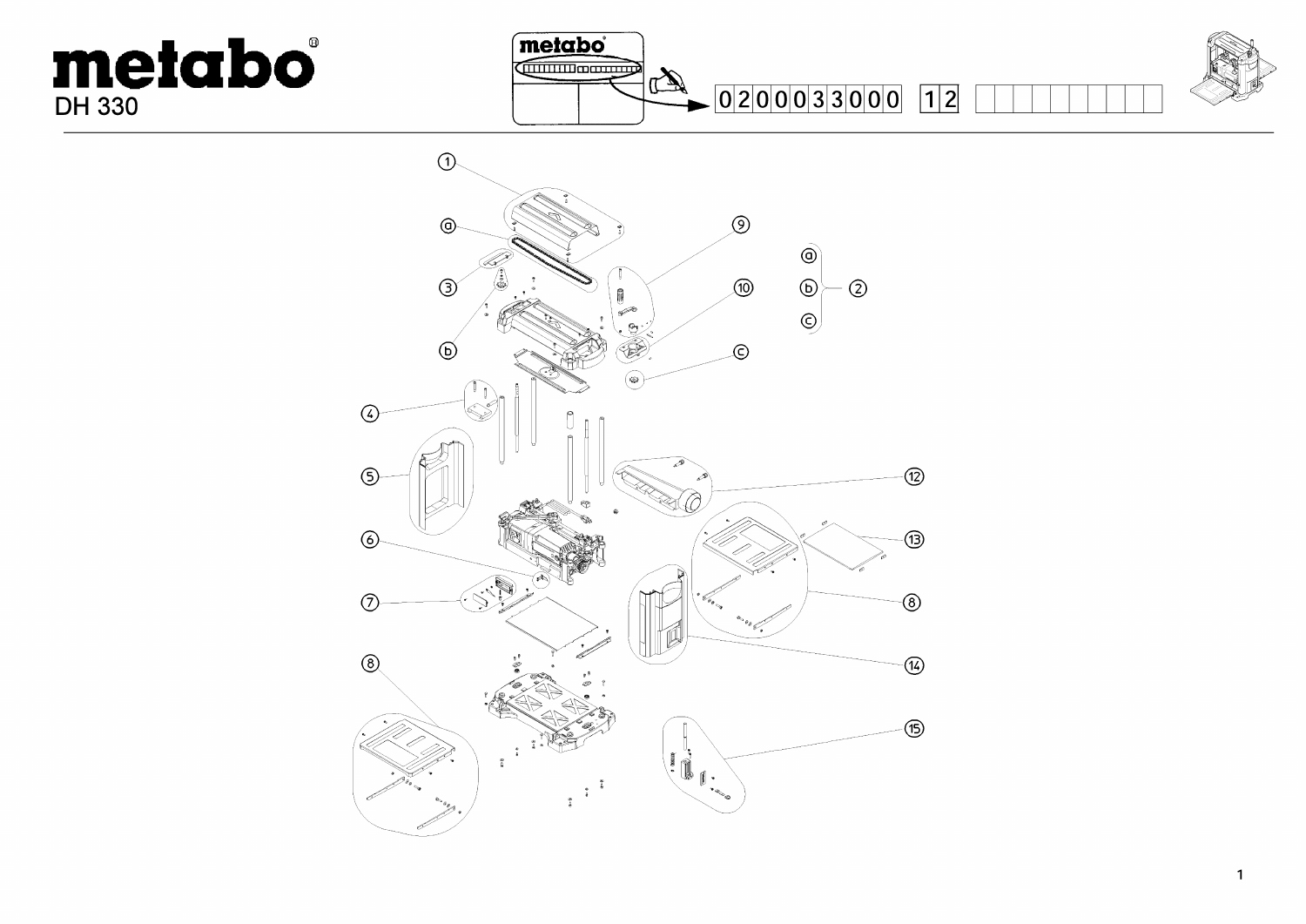# metabo

DH 330

0200033000 12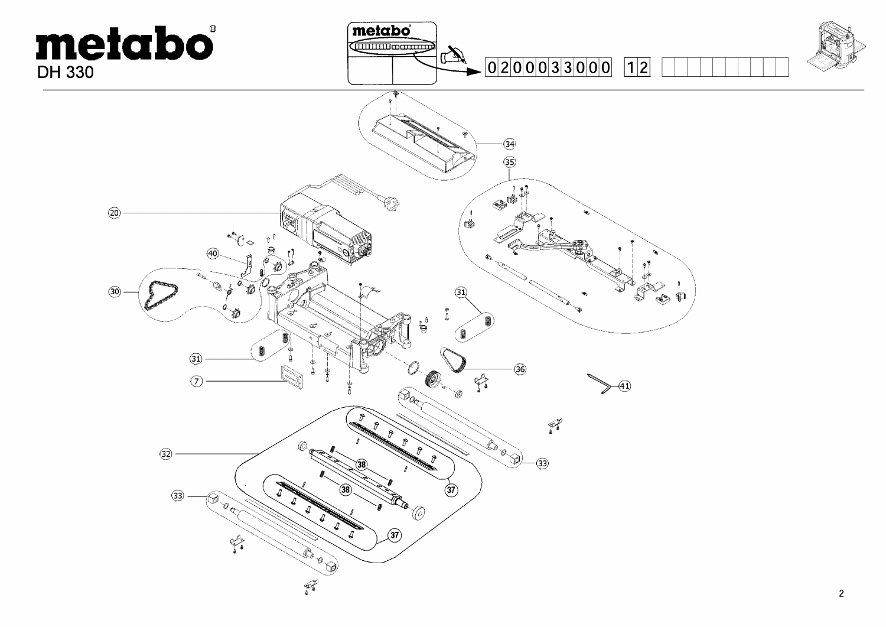# metabo

DH 330

0200033000 12

20

40

30

31

7

34

35

31

36

41

32

38

38

37

37

33

33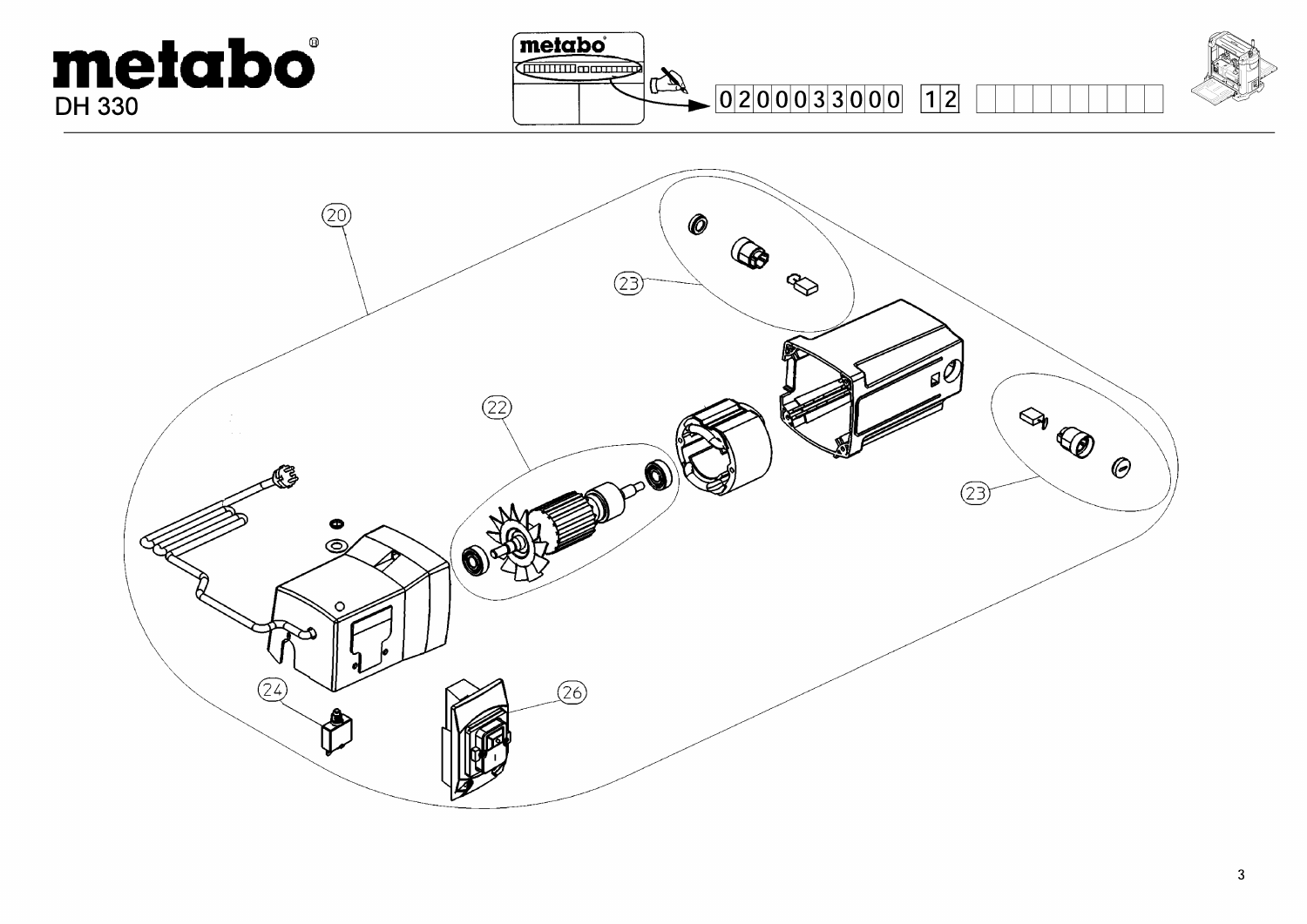# metabo

DH 330

0200033000 12

20

23

22

23

24

26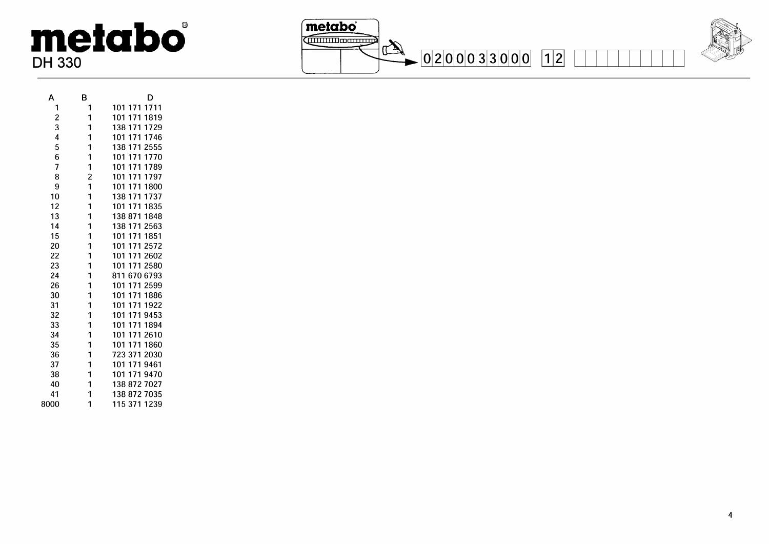# metabo

DH 330

0200033000 12

| A | B | D |
|---|---|---|
| 1 | 1 | 101 171 1711 |
| 2 | 1 | 101 171 1819 |
| 3 | 1 | 138 171 1729 |
| 4 | 1 | 101 171 1746 |
| 5 | 1 | 138 171 2555 |
| 6 | 1 | 101 171 1770 |
| 7 | 1 | 101 171 1789 |
| 8 | 2 | 101 171 1797 |
| 9 | 1 | 101 171 1800 |
| 10 | 1 | 138 171 1737 |
| 12 | 1 | 101 171 1835 |
| 13 | 1 | 138 871 1848 |
| 14 | 1 | 138 171 2563 |
| 15 | 1 | 101 171 1851 |
| 20 | 1 | 101 171 2572 |
| 22 | 1 | 101 171 2602 |
| 23 | 1 | 101 171 2580 |
| 24 | 1 | 811 670 6793 |
| 26 | 1 | 101 171 2599 |
| 30 | 1 | 101 171 1886 |
| 31 | 1 | 101 171 1922 |
| 32 | 1 | 101 171 9453 |
| 33 | 1 | 101 171 1894 |
| 34 | 1 | 101 171 2610 |
| 35 | 1 | 101 171 1860 |
| 36 | 1 | 723 371 2030 |
| 37 | 1 | 101 171 9461 |
| 38 | 1 | 101 171 9470 |
| 40 | 1 | 138 872 7027 |
| 41 | 1 | 138 872 7035 |
| 8000 | 1 | 115 371 1239 |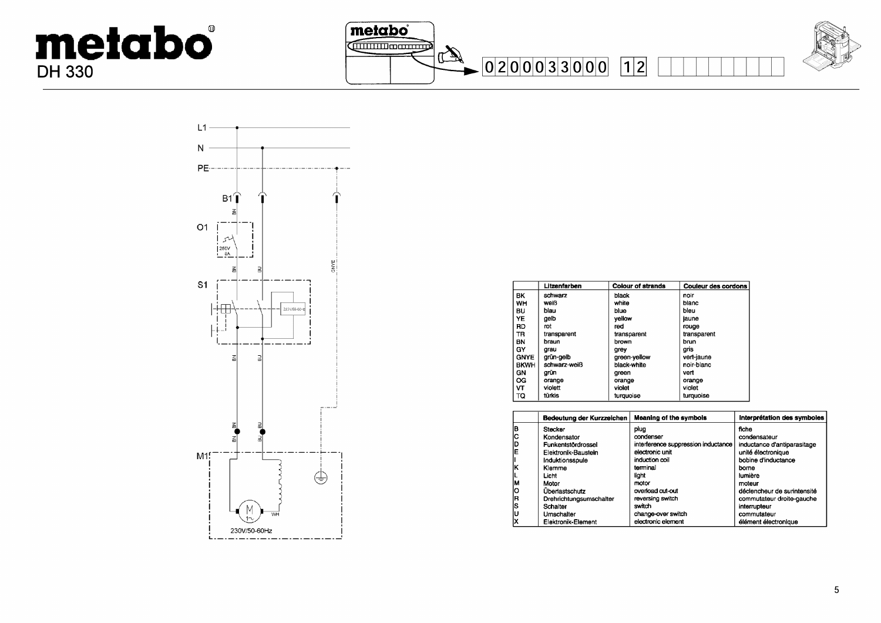# metabo DH 330

0 2 0 0 0 3 3 0 0 0 | 1 2

L1
N
PE

B1 — BN
O1 — 250V 8A — BN — BU — GNYE
S1 — 230V/50-60-Hz — BN — BU
M1 — 230V/50-60Hz — WH

| | Litzenfarben | Colour of strands | Couleur des cordons |
|---|---|---|---|
| BK | schwarz | black | noir |
| WH | weiß | white | blanc |
| BU | blau | blue | bleu |
| YE | gelb | yellow | jaune |
| RD | rot | red | rouge |
| TR | transparent | transparent | transparent |
| BN | braun | brown | brun |
| GY | grau | grey | gris |
| GNYE | grün-gelb | green-yellow | vert-jaune |
| BKWH | schwarz-weiß | black-white | noir-blanc |
| GN | grün | green | vert |
| OG | orange | orange | orange |
| VT | violett | violet | violet |
| TQ | türkis | turquoise | turquoise |

| | Bedeutung der Kurzzeichen | Meaning of the symbols | Interprétation des symboles |
|---|---|---|---|
| B | Stecker | plug | fiche |
| C | Kondensator | condenser | condensateur |
| D | Funkentstördrossel | interference suppression inductance | inductance d'antiparasitage |
| E | Elektronik-Baustein | electronic unit | unité électronique |
| I | Induktionsspule | induction coil | bobine d'inductance |
| K | Klemme | terminal | borne |
| L | Licht | light | lumière |
| M | Motor | motor | moteur |
| O | Überlastschutz | overload cut-out | déclencheur de surintensité |
| R | Drehrichtungsumschalter | reversing switch | commutateur droite-gauche |
| S | Schalter | switch | interrupteur |
| U | Umschalter | change-over switch | commutateur |
| X | Elektronik-Element | electronic element | élément électronique |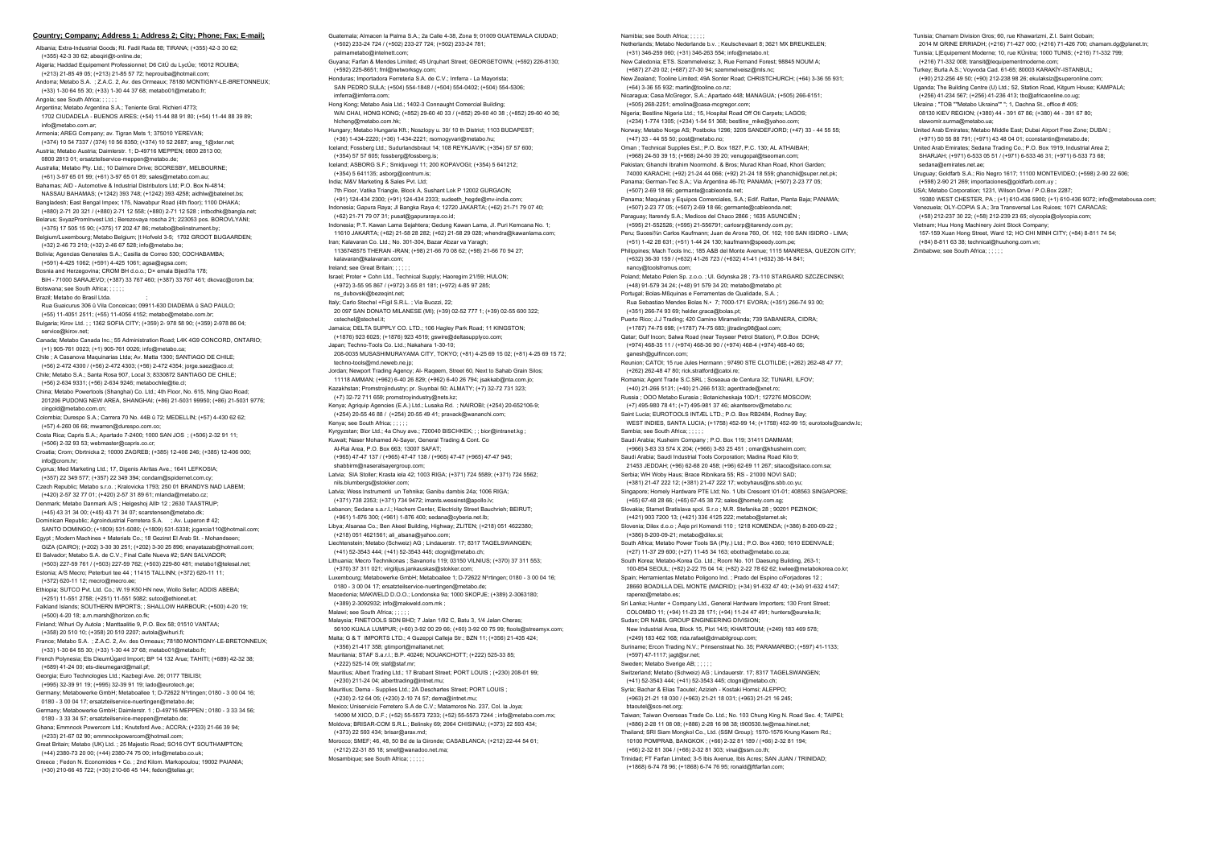**Country; Company; Address 1; Address 2; City; Phone; Fax; E-mail;**

Albania; Extra-Industrial Goods; Rl. Fadil Rada 88; TIRANA; (+355) 42-3 30 62; (+355) 42-3 30 62; abegiri@t-online.de;

Algeria; Haddad Equipement Professionnel; D6 CitÚ du LycÚe; 16012 ROUIBA; (+213) 21-85 49 05; (+213) 21-85 57 72; heprouiba@hotmail.com;

Andorra; Metabo S.A. ; Z.A.C. 2, Av. des Ormeaux; 78180 MONTIGNY-LE-BRETONNEUX; (+33) 1-30 64 55 30; (+33) 1-30 44 37 68; metabo01@metabo.fr;

Angola; see South Africa; ; ; ; ; ;

Argentina; Metabo Argentina S.A.; Teniente Gral. Richieri 4773; 1702 CIUDADELA - BUENOS AIRES; (+54) 11-44 88 91 80; (+54) 11-44 88 39 89; info@metabo.com.ar;

Armenia; AREG Company; av. Tigran Mets 1; 375010 YEREVAN; (+374) 10 54 7337 / (374) 10 56 8350; (+374) 10 52 2687; areg_1@xter.net;

Austria; Metabo Austria; Daimlerstr. 1; D-49716 MEPPEN; 0800 2813 00; 0800 2813 01; ersatzteilservice-meppen@metabo.de;

Australia; Metabo Pty. Ltd.; 10 Daimore Drive; SCORESBY, MELBOURNE; (+61) 3-97 65 01 99; (+61) 3-97 65 01 89; sales@metabo.com.au;

Bahamas; AID - Automotive & Industrial Distributors Ltd; P.O. Box N-4814; NASSAU BAHAMAS; (+1242) 393 748; (+1242) 393 4258; aidhlw@batelnet.bs;

Bangladesh; East Bengal Impex; 175, Nawabpur Road (4th floor); 1100 DHAKA; (+880) 2-71 20 321 / (+880) 2-71 12 558; (+880) 2-71 12 528 ; intbcdhk@bangla.net;

Belarus; SvyazPromInvest Ltd.; Berezovaya roscha 21; 223053 pos. BOROVLYANI; (+375) 17 505 15 90; (+375) 17 202 47 86; metabo@belinstrument.by;

Belgium/Luxembourg; Metabo Belgium; |t Hofveld 3-5; 1702 GROOT BIJGAARDEN; (+32) 2-46 73 210; (+32) 2-46 67 528; info@metabo.be;

Bolivia; Agencias Generales S.A.; Casilla de Correo 530; COCHABAMBA; (+591) 4-425 1062; (+591) 4-425 1061; agsa@agsa.com;

Bosnia and Herzegovina; CROM BH d.o.o.; D× emala Bijedi?a 178; BiH - 71000 SARAJEVO; (+387) 33 767 460; (+387) 33 767 461; dkovac@crom.ba;

Botswana; see South Africa; ; ; ; ; ;

Brazil; Metabo do Brasil Ltda. ;

Rua Guaicurus 306 û Vila Conceicao; 09911-630 DIADEMA û SAO PAULO; (+55) 11-4051 2511; (+55) 11-4056 4152; metabo@metabo.com.br;

Bulgaria; Kirov Ltd. ; ; 1362 SOFIA CITY; (+359) 2- 978 58 90; (+359) 2-978 86 04; service@kirov.net;

Canada; Metabo Canada Inc.; 55 Administration Road; L4K 4G9 CONCORD, ONTARIO; (+1) 905-761 0023; (+1) 905-761 0026; info@metabo.ca;

Chile ; A Casanova Maquinarias Ltda; Av. Matta 1300; SANTIAGO DE CHILE; (+56) 2-472 4300 / (+56) 2-472 4303; (+56) 2-472 4354; jorge.saez@aco.cl;

Chile; Metabo S.A.; Santa Rosa 907, Local 3; 8330872 SANTIAGO DE CHILE; (+56) 2-634 9331; (+56) 2-634 9246; metabochile@tie.cl;

China; Metabo Powertools (Shanghai) Co. Ltd.; 4th Floor, No. 615, Ning Qiao Road; 201206 PUDONG NEW AREA, SHANGHAI; (+86) 21-5031 99950; (+86) 21-5031 9776; cingold@metabo.com.cn;

Colombia; Durespo S.A.; Carrera 70 No. 44B û 72; MEDELLIN; (+57) 4-430 62 62; (+57) 4-260 06 66; mwarren@durespo.com.co;

Costa Rica; Capris S.A.; Apartado 7-2400; 1000 SAN JOS ; (+506) 2-32 91 11; (+506) 2-32 93 53; webmaster@capris.co.cr;

Croatia; Crom; Obrtnicka 2; 10000 ZAGREB; (+385) 12-406 246; (+385) 12-406 000; info@crom.hr;

Cyprus; Med Marketing Ltd.; 17, Dignis Akritas Ave.; 1641 LEFKOSIA; (+357) 22 349 577; (+357) 22 349 394; condam@spidernet.com.cy;

Czech Republic; Metabo s.r.o. ; Kralovicka 1793; 250 01 BRANDYS NAD LABEM; (+420) 2-57 32 77 01; (+420) 2-57 31 89 61; mlanda@metabo.cz;

Denmark; Metabo Danmark A/S ; Helgeshoj AllÞ 12 ; 2630 TAASTRUP; (+45) 43 31 34 00; (+45) 43 71 34 07; scarstensen@metabo.dk;

Dominican Republic; Agroindustrial Ferretera S.A. ; Av. Luperon # 42; SANTO DOMINGO; (+1809) 531-5080; (+1809) 531-5338; jcgarcia110@hotmail.com;

Egypt ; Modern Machines + Materials Co.; 18 Gezirel El Arab St. - Mohandseen; GIZA (CAIRO); (+202) 3-30 30 251; (+202) 3-30 25 896; enayatazab@hotmail.com;

El Salvador; Metabo S.A. de C.V.; Final Calle Nueva #2; SAN SALVADOR; (+503) 227-59 761 / (+503) 227-59 762; (+503) 229-80 481; metabo1@telesal.net;

Estonia; A/S Mecro; Peterburi tee 44 ; 11415 TALLINN; (+372) 620-11 11; (+372) 620-11 12; mecro@mecro.ee;

Ethiopia; SUTCO Pvt. Ltd. Co.; W.19 K50 HN new, Wollo Sefer; ADDIS ABEBA; (+251) 11-551 2758; (+251) 11-551 5082; sutco@ethionet.et;

Falkland Islands; SOUTHERN IMPORTS; ; SHALLOW HARBOUR; (+500) 4-20 19; (+500) 4-20 18; a.m.marsh@horizon.co.fk;

Finland; Wihuri Oy Autola ; Manttaalitie 9, P.O. Box 58; 01510 VANTAA; (+358) 20 510 10; (+358) 20 510 2207; autola@wihuri.fi;

France; Metabo S.A. ; Z.A.C. 2, Av. des Ormeaux; 78180 MONTIGNY-LE-BRETONNEUX; (+33) 1-30 64 55 30; (+33) 1-30 44 37 68; metabo01@metabo.fr;

French Polynesia; Ets DieumÚgard Import; BP 14 132 Arue; TAHITI; (+689) 42-32 38; (+689) 41-24 00; ets-dieumegard@mail.pf;

Georgia; Euro Technologies Ltd.; Kazbegi Ave. 26; 0177 TBILISI; (+995) 32-39 91 19; (+995) 32-39 91 19; lado@eurotech.ge;

Germany; Metabowerke GmbH; Metaboallee 1; D-72622 N³rtingen; 0180 - 3 00 04 16; 0180 - 3 00 04 17; ersatzteilservice-nuertingen@metabo.de;

Germany; Metabowerke GmbH; Daimlerstr. 1 ; D-49716 MEPPEN ; 0180 - 3 33 34 56; 0180 - 3 33 34 57; ersatzteilservice-meppen@metabo.de;

Ghana; Emmnock Powercom Ltd.; Knutsford Ave.: ACCRA; (+233) 21-66 39 94; (+233) 21-67 02 90; emmnockpowercom@hotmail.com;

Great Britain; Metabo (UK) Ltd. ; 25 Majestic Road; SO16 OYT SOUTHAMPTON; (+44) 2380-73 20 00; (+44) 2380-74 75 00; info@metabo.co.uk;

Greece ; Fedon N. Economides + Co. ; 2nd Kilom. Markopoulou; 19002 PAIANIA; (+30) 210-66 45 722; (+30) 210-66 45 144; fedon@tellas.gr;

Guatemala; Almacen la Palma S.A.; 2a Calle 4-38, Zona 9; 01009 GUATEMALA CIUDAD; (+502) 233-24 724 / (+502) 233-27 724; (+502) 233-24 781; palmametabo@intelnett.com;

Guyana; Farfan & Mendes Limited; 45 Urquhart Street; GEORGETOWN; (+592) 226-8130; (+592) 225-8651; fml@networksgy.com;

Honduras; Importadora Ferreteria S.A. de C.V.; Imferra - La Mayorista; SAN PEDRO SULA; (+504) 554-1848 / (+504) 554-0402; (+504) 554-5306; imferra@imferra.com;

Hong Kong; Metabo Asia Ltd.; 1402-3 Connaught Commercial Building; WAI CHAI, HONG KONG; (+852) 29-60 40 33 / (+852) 29-60 40 38 ; (+852) 29-60 40 36; hicheng@metabo.com.hk;

Hungary; Metabo Hungaria Kft.; Noszlopy u. 30/ 10 th District; 1103 BUDAPEST; (+36) 1-434-2220; (+36) 1-434-2221; rsomogyvari@metabo.hu;

Iceland; Fossberg Ltd.; Sudurlandsbraut 14; 108 REYKJAVIK; (+354) 57 57 600; (+354) 57 57 605; fossberg@fossberg.is;

Iceland; ASBORG S.F.; Smidjuvegi 11; 200 KOPAVOGI; (+354) 5 641212; (+354) 5 641135; asborg@centrum.is;

India; M&V Marketing & Sales Pvt. Ltd;

7th Floor, Vatika Triangle, Block A, Sushant Lok P 12002 GURGAON; (+91) 124-434 2300; (+91) 124-434 2333; sudeeth_hegde@mv-india.com;

Indonesia; Gapura Raya; Jl Bangka Raya 4; 12720 JAKARTA; (+62) 21-71 79 07 40; (+62) 21-71 79 07 31; pusat@gapuraraya.co.id;

Indonesia; P.T. Kawan Lama Sejahtera; Gedung Kawan Lama, Jl. Puri Kemcana No. 1; 11610 JAKARTA; (+62) 21-58 28 282; (+62) 21-58 29 028; whendra@kawanlama.com;

Iran; Kalavaran Co. Ltd.; No. 301-304, Bazar Abzar va Yaragh; 1136748575 THERAN -IRAN; (+98) 21-66 70 08 62; (+98) 21-66 70 94 27; kalavaran@kalavaran.com;

Ireland; see Great Britain; ; ; ; ; ;

Israel; Proter + Cohn Ltd., Technical Supply; Haoregim 21/59; HULON; (+972) 3-55 95 867 / (+972) 3-55 81 181; (+972) 4-85 97 285; ns_dubovski@bezeqint.net;

Italy; Carlo Stechel +Figli S.R.L. ; Via Buozzi, 22; 20 097 SAN DONATO MILANESE (MI); (+39) 02-52 777 1; (+39) 02-55 600 322; cstechel@stechel.it;

Jamaica; DELTA SUPPLY CO. LTD.; 106 Hagley Park Road; 11 KINGSTON; (+1876) 923 6025; (+1876) 923 4519; gswire@deltasupplyco.com;

Japan; Techno-Tools Co. Ltd.; Nakahara 1-30-10; 208-0035 MUSASHIMURAYAMA CITY, TOKYO; (+81) 4-25 69 15 02; (+81) 4-25 69 15 72; techno-tools@md.neweb.ne.jp;

Jordan; Newport Trading Agency; Al- Raqeem, Street 60, Next to Sahab Grain Silos; 11118 AMMAN; (+962) 6-40 26 829; (+962) 6-40 26 794; jsakkab@nta.com.jo;

Kazakhstan; Promstroiindustry; pr. Suynbai 50; ALMATY; (+7) 32-72 731 323; (+7) 32-72 711 659; promstroyindustry@nets.kz;

Kenya; Agriquip Agencies (E.A.) Ltd.; Lusaka Rd. ; NAIROBI; (+254) 20-652106-9; (+254) 20-55 46 88 / (+254) 20-55 49 41; pravack@wananchi.com;

Kenya; see South Africa; ; ; ; ; ;

Kyrgyzstan; Bior Ltd.; 4a Chuy ave.; 720040 BISCHKEK; ; ; bior@intranet.kg ;

Kuwait; Naser Mohamed Al-Sayer, General Trading & Cont. Co

Al-Rai Area, P.O. Box 663; 13007 SAFAT; (+965) 47-47 137 / (+965) 47-47 138 / (+965) 47-47 945; shabbirm@naseralsayergroup.com;

Latvia; SIA Stoller; Krasta iela 42; 1003 RIGA; (+371) 724 5589; (+371) 724 5562; nils.blumbergs@stokker.com;

Latvia; Wess Instrumenti un Tehnika; Ganibu dambis 24a; 1006 RIGA; (+371) 738 2353; (+371) 734 9472; imants.wessinst@apollo.lv;

Lebanon; Sedana s.a.r.l.; Hachem Center, Electricity Street Bauchrieh; BEIRUT; (+961) 1-876 300; (+961) 1-876 400; sedana@cyberia.net.lb;

Libya; Alsanaa Co.; Ben Akeel Building, Highway; ZLITEN; (+218) 051 4622380; (+218) 051 4621561; ali_alsana@yahoo.com;

Liechtenstein; Metabo (Schweiz) AG ; Lindauerstr. 17; 8317 TAGELSWANGEN; (+41) 52-3543 444; (+41) 52-3543 445; ctogni@metabo.ch;

Lithuania; Mecro Technikonas ; Savanoriu 119; 03150 VILNIUS; (+370) 37 311 553; (+370) 37 311 021; virgilijus.jankauskas@stokker.com;

Luxembourg; Metabowerke GmbH; Metaboallee 1; D-72622 N³rtingen; 0180 - 3 00 04 16; 0180 - 3 00 04 17; ersatzteilservice-nuertingen@metabo.de;

Macedonia; MAKWELD D.O.O.; Londonska 9a; 1000 SKOPJE; (+389) 2-3063180; (+389) 2-3092932; info@makweld.com.mk ;

Malawi; see South Africa; ; ; ; ; ;

Malaysia; FINETOOLS SDN BHD; 7 Jalan 1/92 C, Batu 3, 1/4 Jalan Cheras; 56100 KUALA LUMPUR; (+60) 3-92 00 29 66; (+60) 3-92 00 75 99; ftools@streamyx.com;

Malta; G & T IMPORTS LTD.; 4 Guzeppi Callejja Str.; BZN 11; (+356) 21-435 424; (+356) 21-417 358; gtimport@maltanet.net;

Mauritania; STAF S.a.r.l.; B.P. 40246; NOUAKCHOTT; (+222) 525-33 85; (+222) 525-14 09; staf@staf.mr;

Mauritius; Albert Trading Ltd.; 17 Brabant Street; PORT LOUIS ; (+230) 208-01 99; (+230) 211-24 04; alberttrading@intnet.mu;

Mauritius; Dema - Supplies Ltd.; 2A Deschartes Street; PORT LOUIS ; (+230) 2-12 64 05; (+230) 2-10 74 57; dema@intnet.mu;

Mexico; Univercio Ferretero S.A de C.V.; Matamoros No. 237, Col. la Joya; 14090 M XICO, D.F.; (+52) 55-5573 7233; (+52) 55-5573 7244 ; info@metabo.com.mx;

Moldova; BRISAR-COM S.R.L.; Belinsky 69; 2064 CHISINAU; (+373) 22 593 434; (+373) 22 593 434; brisar@arax.md;

Morocco; SMEF; 46, 48, 50 Bd de la Gironde; CASABLANCA; (+212) 22-44 54 61; (+212) 22-31 85 18; smef@wanadoo.net.ma;

Mosambique; see South Africa; ; ; ; ; ;

Namibia; see South Africa; ; ; ; ; ;

Netherlands; Metabo Nederlande b.v. ; Keulschevaart 8; 3621 MX BREUKELEN; (+31) 346-259 060; (+31) 346-263 554; info@metabo.nl;

New Caledonia; ETS. Szemmelveisz; 3, Rue Fernand Forest; 98845 NOUM A; (+687) 27-20 02; (+687) 27-30 94; szemmelveisz@mls.nc;

New Zealand; Tooline Limited; 49A Sonter Road; CHRISTCHURCH; (+64) 3-36 55 931; (+64) 3-36 55 932; martin@tooline.co.nz;

Nicaragua; Casa McGregor, S.A.; Apartado 448; MANAGUA; (+505) 266-6151; (+505) 268-2251; emolina@casa-mcgregor.com;

Nigeria; Bestline Nigeria Ltd.; 15, Hospital Road Off Oti Carpets; LAGOS; (+234) 1-774 1305; (+234) 1-54 51 368; bestline_mike@yahoo.com;

Norway; Metabo Norge AS; Postboks 1296; 3205 SANDEFJORD; (+47) 33 - 44 55 55; (+47) 33 - 44 55 50; post@metabo.no;

Oman ; Technical Supplies Est.; P.O. Box 1827, P.C. 130; AL ATHAIBAH; (+968) 24-50 39 15; (+968) 24-50 39 20; venugopal@tseoman.com;

Pakistan; Ghanchi Ibrahim Noormohd. & Bros; Murad Khan Road, Khori Garden; 74000 KARACHI; (+92) 21-24 44 066; (+92) 21-24 18 559; ghanchi@super.net.pk;

Panama; German-Tec S.A.; Via Argentina 46-70; PANAMA; (+507) 2-23 77 05; (+507) 2-69 18 66; germante@cableonda.net;

Panama; Maquinas y Equipos Comerciales, S.A.; Edif. Rattan, Planta Baja; PANAMA; (+507) 2-23 77 05; (+507) 2-69 18 66; germante@cableonda.net;

Paraguay; Itarendy S.A.; Medicos del Chaco 2866 ; 1635 ASUNCIÓN ; (+595) 21-552526; (+595) 21-556791; carlosrp@itarendy.com.py;

Peru; Sucesi³n Carlos Kaufmann; Juan de Arona 760, Of. 102; 100 SAN ISIDRO - LIMA; (+51) 1-42 28 631; (+51) 1-44 24 130; kaufmann@speedy.com.pe;

Philippines; Mach Tools Inc.; 185 A&B del Monte Avenue; 1115 MANRESA, QUEZON CITY; (+632) 36-30 159 / (+632) 41-26 723 / (+632) 41-41 (+632) 36-14 841; nancy@toolsfromus.com;

Poland; Metabo Polen Sp. z.o.o. ; Ul. Gdynska 28 ; 73-110 STARGARD SZCZECINSKI; (+48) 91-579 34 24; (+48) 91 579 34 20; metabo@metabo.pl;

Portugal; Bolas-MÃquinas e Ferramentas de Qualidade, S.A. ;

Rua Sebastiao Mendes Bolas N.º 7; 7000-171 EVORA; (+351) 266-74 93 00; (+351) 266-74 93 69; helder.graca@bolas.pt;

Puerto Rico; J.J Trading; 420 Camino Miramelinda; 739 SABANERA, CIDRA; (+1787) 74-75 698; (+1787) 74-75 683; jjtrading98@aol.com;

Qatar; Gulf Incon; Salwa Road (near Teyseer Petrol Station), P.O.Box DOHA; (+974) 468-35 11 / (+974) 468-36 90 / (+974) 468-4 (+974) 468-40 65; ganesh@gulfincon.com;

Reunion; CATOI; 15 rue Jules Hermann ; 97490 STE CLOTILDE; (+262) 262-48 47 77; (+262) 262-48 47 80; rick.stratford@catoi.re;

Romania; Agent Trade S.C.SRL ; Soseaua de Centura 32; TUNARI, ILFOV; (+40) 21-266 5131; (+40) 21-266 5133; agenttrade@xnet.ro;

Russia ; OOO Metabo Eurasia ; Botanicheskaja 10D/1; 127276 MOSCOW; (+7) 495-980 78 41; (+7) 495-981 37 46; akantserov@metabo.ru;

Saint Lucia; EUROTOOLS INTÆL LTD.; P.O. Box RB2484, Rodney Bay; WEST INDIES, SANTA LUCIA; (+1758) 452-99 14; (+1758) 452-99 15; eurotools@candw.lc;

Sambia; see South Africa; ; ; ; ; ;

Saudi Arabia; Kusheim Company ; P.O. Box 119; 31411 DAMMAM; (+966) 3-83 33 574 X 204; (+966) 3-83 25 451 ; omar@khusheim.com;

Saudi Arabia; Saudi Industrial Tools Corporation; Madina Road Kilo 9; 21453 JEDDAH; (+96) 62-68 20 458; (+96) 62-69 11 267; sitaco@sitaco.com.sa;

Serbia; WH Woby Haus; Brace Ribnikara 55; RS - 21000 NOVI SAD; (+381) 21-47 222 12; (+381) 21-47 222 17; wobyhaus@ns.sbb.co.yu;

Singapore; Homely Hardware PTE Ltd; No. 1 Ubi Crescent \01-01; 408563 SINGAPORE; (+65) 67-48 28 66; (+65) 67-45 38 72; sales@homely.com.sg;

Slovakia; Slamet Bratislava spol. S.r.o ; M.R. Stefanika 28 ; 90201 PEZINOK; (+421) 903 7200 13; (+421) 336 4125 222; metabo@slamet.sk;

Slovenia; Dilex d.o.o ; Äeje pri Komendi 110 ; 1218 KOMENDA; (+386) 8-200-09-22 ; (+386) 8-200-09-21; metabo@dilex.si;

South Africa; Metabo Power Tools SA (Pty.) Ltd.; P.O. Box 4360; 1610 EDENVALE; (+27) 11-37 29 600; (+27) 11-45 34 163; ebotha@metabo.co.za;

South Korea; Metabo-Korea Co. Ltd.; Room No. 101 Daesung Building, 263-1; 100-854 SEOUL; (+82) 2-22 75 04 14; (+82) 2-22 78 62 62; kwlee@metabokorea.co.kr;

Spain; Herramientas Metabo Poligono Ind. ; Prado del Espino c/Forjadores 12 ; 28660 BOADILLA DEL MONTE (MADRID); (+34) 91-632 47 40; (+34) 91-632 4147; raperez@metabo.es;

Sri Lanka; Hunter + Company Ltd., General Hardware Importers; 130 Front Street; COLOMBO 11; (+94) 11-23 28 171; (+94) 11-24 47 491; hunters@eureka.lk;

Sudan; DR NABIL GROUP ENGINEERING DIVISION;

New Industrial Area, Block 15, Plot 14/5; KHARTOUM; (+249) 183 469 578; (+249) 183 462 168; rida.rafael@drnabilgroup.com;

Suriname; Ercon Trading N.V.; Prinsenstraat No. 35; PARAMARIBO; (+597) 41-1133; (+597) 47-1117; jagt@sr.net;

Sweden; Metabo Sverige AB; ; ; ; ; ;

Switzerland; Metabo (Schweiz) AG ; Lindauerstr. 17; 8317 TAGELSWANGEN; (+41) 52-3543 444; (+41) 52-3543 445; ctogni@metabo.ch;

Syria; Bachar & Elias Taoutel; Azizieh - Kostaki Homsi; ALEPPO; (+963) 21-21 18 030 / (+963) 21-21 18 031; (+963) 21-21 16 245; btaoutel@scs-net.org;

Taiwan; Taiwan Overseas Trade Co. Ltd.; No. 103 Chung King N. Road Sec. 4; TAIPEI; (+886) 2-28 11 08 08; (+886) 2-28 16 98 38; t900530.tw@msa.hinet.net;

Thailand; SRI Siam Mongkol Co., Ltd. (SSM Group); 1570-1576 Krung Kasem Rd.; 10100 POMPRAB, BANGKOK ; (+66) 2-32 81 189 / (+66) 2-32 81 194; (+66) 2-32 81 304 / (+66) 2-32 81 303; vinai@ssm.co.th;

Trinidad; FT Farfan Limited; 3-5 Ibis Avenue, Ibis Acres; SAN JUAN / TRINIDAD; (+1868) 6-74 78 96; (+1868) 6-74 76 95; ronald@ftfarfan.com;

Tunisia; Chamam Division Gros; 60, rue Khawarizmi, Z.I. Saint Gobain; 2014 M GRINE ERRIADH; (+216) 71-427 000; (+216) 71-426 700; chamam.dg@planet.tn;

Tunisia; L|Equipement Moderne; 10, rue KÚnitra; 1000 TUNIS; (+216) 71-332 799; (+216) 71-332 008; transit@lequipementmoderne.com;

Turkey; Burla A.S.; Voyvoda Cad. 61-65; 80003 KARAKÝY-ISTANBUL; (+90) 212-256 49 50; (+90) 212-238 98 26; ekulaksiz@superonline.com;

Uganda; The Building Centre (U) Ltd.; 52, Station Road, Kitgum House; KAMPALA; (+256) 41-234 567; (+256) 41-236 413; tbc@africaonline.co.ug;

Ukraina ; "TOB ""Metabo Ukraina"" "; 1, Dachna St., office # 405; 08130 KIEV REGION; (+380) 44 - 391 67 86; (+380) 44 - 391 67 80; slawomir.surma@metabo.ua;

United Arab Emirates; Metabo Middle East; Dubai Airport Free Zone; DUBAI ; (+971) 50 55 88 791; (+971) 43 48 04 01; cconstantin@metabo.de;

United Arab Emirates; Sedana Trading Co.; P.O. Box 1919, Industrial Area 2; SHARJAH; (+971) 6-533 05 51 / (+971) 6-533 46 31; (+971) 6-533 73 68; sedana@emirates.net.ae;

Uruguay; Goldfarb S.A.; Rio Negro 1617; 11100 MONTEVIDEO; (+598) 2-90 22 606; (+598) 2-90 21 269; importaciones@goldfarb.com.uy ;

USA; Metabo Corporation; 1231, Wilson Drive / P.O.Box 2287; 19380 WEST CHESTER, PA ; (+1) 610-436 5900; (+1) 610-436 9072; info@metabousa.com;

Venezuela; OLY-COPIA S.A.; 3ra Transversal Los Ruices; 1071 CARACAS; (+58) 212-237 30 22; (+58) 212-239 23 65; olycopia@olycopia.com;

Vietnam; Huu Hong Machinery Joint Stock Company;

157-159 Xuan Hong Street, Ward 12; HO CHI MINH CITY; (+84) 8-811 74 54; (+84) 8-811 63 38; technical@huuhong.com.vn;

Zimbabwe; see South Africa; ; ; ; ; ;